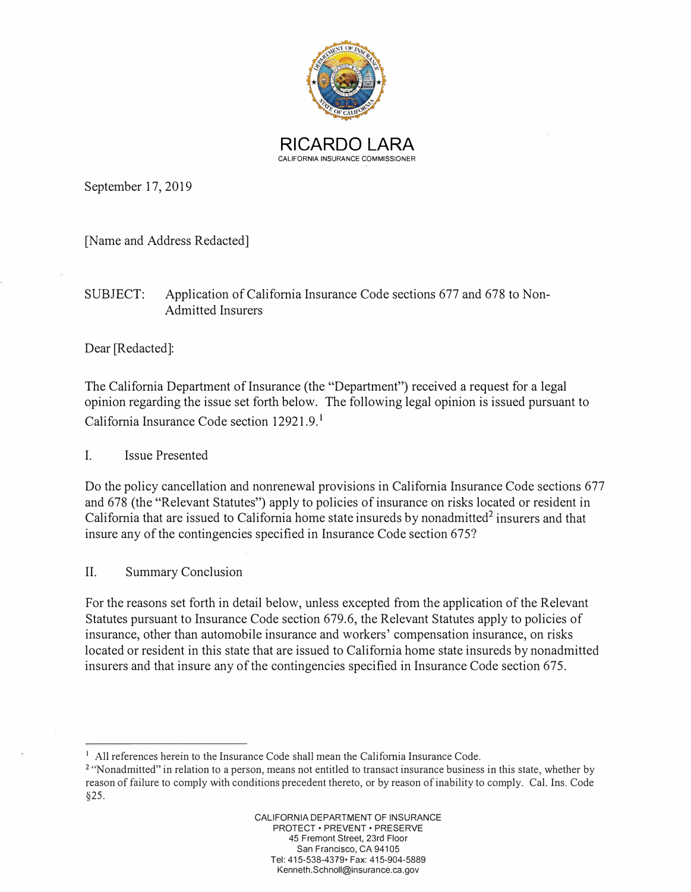**RICARDO LARA**
CALIFORNIA INSURANCE COMMISSIONER

September 17, 2019

[Name and Address Redacted]

SUBJECT: Application of California Insurance Code sections 677 and 678 to Non-Admitted Insurers

Dear [Redacted]:

The California Department of Insurance (the "Department") received a request for a legal opinion regarding the issue set forth below. The following legal opinion is issued pursuant to California Insurance Code section 12921.9.[1]

## I. Issue Presented

Do the policy cancellation and nonrenewal provisions in California Insurance Code sections 677 and 678 (the "Relevant Statutes") apply to policies of insurance on risks located or resident in California that are issued to California home state insureds by nonadmitted[2] insurers and that insure any of the contingencies specified in Insurance Code section 675?

## II. Summary Conclusion

For the reasons set forth in detail below, unless excepted from the application of the Relevant Statutes pursuant to Insurance Code section 679.6, the Relevant Statutes apply to policies of insurance, other than automobile insurance and workers' compensation insurance, on risks located or resident in this state that are issued to California home state insureds by nonadmitted insurers and that insure any of the contingencies specified in Insurance Code section 675.

---

[1] All references herein to the Insurance Code shall mean the California Insurance Code.

[2] "Nonadmitted" in relation to a person, means not entitled to transact insurance business in this state, whether by reason of failure to comply with conditions precedent thereto, or by reason of inability to comply. Cal. Ins. Code §25.

CALIFORNIA DEPARTMENT OF INSURANCE
PROTECT • PREVENT • PRESERVE
45 Fremont Street, 23rd Floor
San Francisco, CA 94105
Tel: 415-538-4379• Fax: 415-904-5889
Kenneth.Schnoll@insurance.ca.gov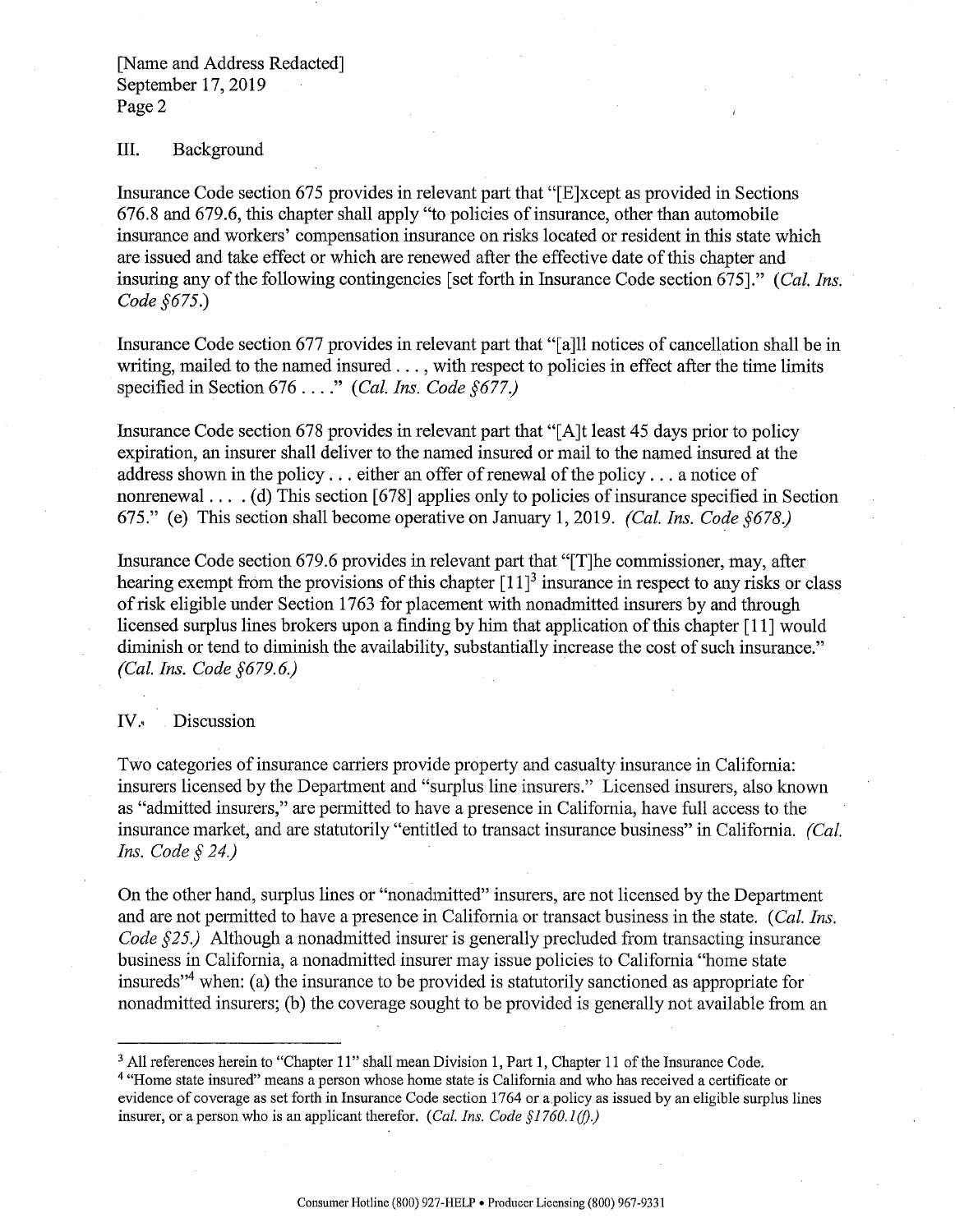[Name and Address Redacted]
September 17, 2019

## III. Background

Insurance Code section 675 provides in relevant part that "[E]xcept as provided in Sections 676.8 and 679.6, this chapter shall apply "to policies of insurance, other than automobile insurance and workers' compensation insurance on risks located or resident in this state which are issued and take effect or which are renewed after the effective date of this chapter and insuring any of the following contingencies [set forth in Insurance Code section 675]." *(Cal. Ins. Code §675.)*

Insurance Code section 677 provides in relevant part that "[a]ll notices of cancellation shall be in writing, mailed to the named insured . . . , with respect to policies in effect after the time limits specified in Section 676 . . . ." *(Cal. Ins. Code §677.)*

Insurance Code section 678 provides in relevant part that "[A]t least 45 days prior to policy expiration, an insurer shall deliver to the named insured or mail to the named insured at the address shown in the policy . . . either an offer of renewal of the policy . . . a notice of nonrenewal . . . . (d) This section [678] applies only to policies of insurance specified in Section 675." (e) This section shall become operative on January 1, 2019. *(Cal. Ins. Code §678.)*

Insurance Code section 679.6 provides in relevant part that "[T]he commissioner, may, after hearing exempt from the provisions of this chapter [11][3] insurance in respect to any risks or class of risk eligible under Section 1763 for placement with nonadmitted insurers by and through licensed surplus lines brokers upon a finding by him that application of this chapter [11] would diminish or tend to diminish the availability, substantially increase the cost of such insurance." *(Cal. Ins. Code §679.6.)*

## IV. Discussion

Two categories of insurance carriers provide property and casualty insurance in California: insurers licensed by the Department and "surplus line insurers." Licensed insurers, also known as "admitted insurers," are permitted to have a presence in California, have full access to the insurance market, and are statutorily "entitled to transact insurance business" in California. *(Cal. Ins. Code § 24.)*

On the other hand, surplus lines or "nonadmitted" insurers, are not licensed by the Department and are not permitted to have a presence in California or transact business in the state. *(Cal. Ins. Code §25.)* Although a nonadmitted insurer is generally precluded from transacting insurance business in California, a nonadmitted insurer may issue policies to California "home state insureds"[4] when: (a) the insurance to be provided is statutorily sanctioned as appropriate for nonadmitted insurers; (b) the coverage sought to be provided is generally not available from an

---

[3] All references herein to "Chapter 11" shall mean Division 1, Part 1, Chapter 11 of the Insurance Code.

[4] "Home state insured" means a person whose home state is California and who has received a certificate or evidence of coverage as set forth in Insurance Code section 1764 or a policy as issued by an eligible surplus lines insurer, or a person who is an applicant therefor. *(Cal. Ins. Code §1760.1(f).)*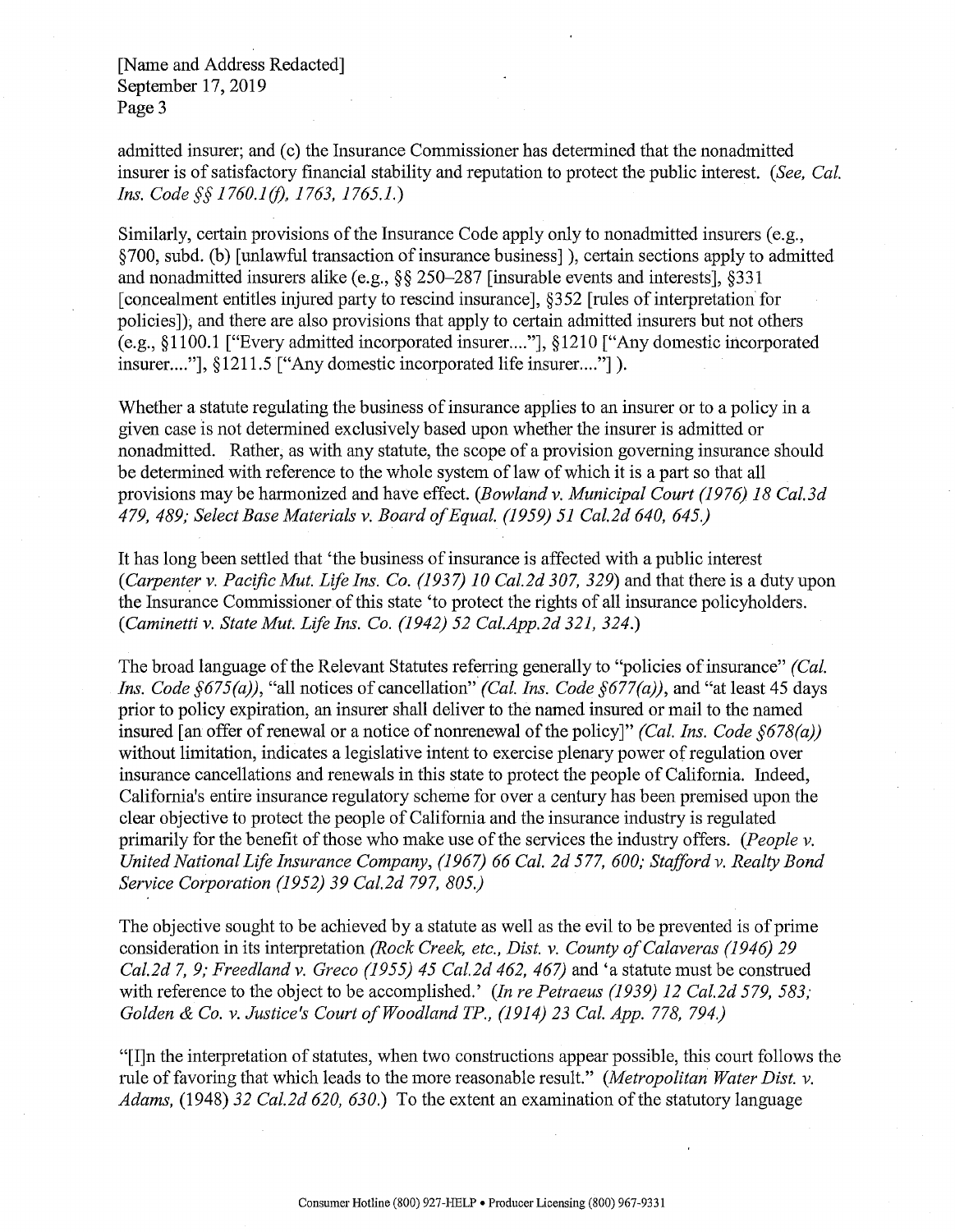admitted insurer; and (c) the Insurance Commissioner has determined that the nonadmitted insurer is of satisfactory financial stability and reputation to protect the public interest. *(See, Cal. Ins. Code §§ 1760.1(f), 1763, 1765.1.)*

Similarly, certain provisions of the Insurance Code apply only to nonadmitted insurers (e.g., §700, subd. (b) [unlawful transaction of insurance business] ), certain sections apply to admitted and nonadmitted insurers alike (e.g., §§ 250–287 [insurable events and interests], §331 [concealment entitles injured party to rescind insurance], §352 [rules of interpretation for policies]), and there are also provisions that apply to certain admitted insurers but not others (e.g., §1100.1 ["Every admitted incorporated insurer...."], §1210 ["Any domestic incorporated insurer...."], §1211.5 ["Any domestic incorporated life insurer...."] ).

Whether a statute regulating the business of insurance applies to an insurer or to a policy in a given case is not determined exclusively based upon whether the insurer is admitted or nonadmitted. Rather, as with any statute, the scope of a provision governing insurance should be determined with reference to the whole system of law of which it is a part so that all provisions may be harmonized and have effect. *(Bowland v. Municipal Court (1976) 18 Cal.3d 479, 489; Select Base Materials v. Board of Equal. (1959) 51 Cal.2d 640, 645.)*

It has long been settled that 'the business of insurance is affected with a public interest *(Carpenter v. Pacific Mut. Life Ins. Co. (1937) 10 Cal.2d 307, 329)* and that there is a duty upon the Insurance Commissioner of this state 'to protect the rights of all insurance policyholders. *(Caminetti v. State Mut. Life Ins. Co. (1942) 52 Cal.App.2d 321, 324.)*

The broad language of the Relevant Statutes referring generally to "policies of insurance" *(Cal. Ins. Code §675(a))*, "all notices of cancellation" *(Cal. Ins. Code §677(a))*, and "at least 45 days prior to policy expiration, an insurer shall deliver to the named insured or mail to the named insured [an offer of renewal or a notice of nonrenewal of the policy]" *(Cal. Ins. Code §678(a))* without limitation, indicates a legislative intent to exercise plenary power of regulation over insurance cancellations and renewals in this state to protect the people of California. Indeed, California's entire insurance regulatory scheme for over a century has been premised upon the clear objective to protect the people of California and the insurance industry is regulated primarily for the benefit of those who make use of the services the industry offers. *(People v. United National Life Insurance Company, (1967) 66 Cal. 2d 577, 600; Stafford v. Realty Bond Service Corporation (1952) 39 Cal.2d 797, 805.)*

The objective sought to be achieved by a statute as well as the evil to be prevented is of prime consideration in its interpretation *(Rock Creek, etc., Dist. v. County of Calaveras (1946) 29 Cal.2d 7, 9; Freedland v. Greco (1955) 45 Cal.2d 462, 467)* and 'a statute must be construed with reference to the object to be accomplished.' *(In re Petraeus (1939) 12 Cal.2d 579, 583; Golden & Co. v. Justice's Court of Woodland TP., (1914) 23 Cal. App. 778, 794.)*

"[I]n the interpretation of statutes, when two constructions appear possible, this court follows the rule of favoring that which leads to the more reasonable result." *(Metropolitan Water Dist. v. Adams, (1948) 32 Cal.2d 620, 630.)* To the extent an examination of the statutory language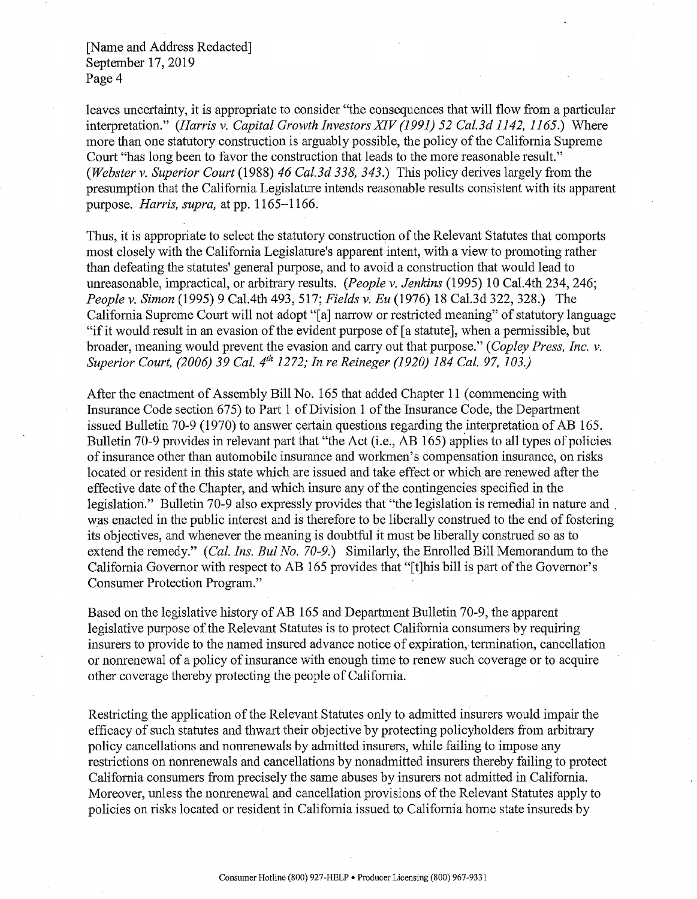leaves uncertainty, it is appropriate to consider "the consequences that will flow from a particular interpretation." (*Harris v. Capital Growth Investors XIV (1991) 52 Cal.3d 1142, 1165.*) Where more than one statutory construction is arguably possible, the policy of the California Supreme Court "has long been to favor the construction that leads to the more reasonable result." (*Webster v. Superior Court* (1988) *46 Cal.3d 338, 343.*) This policy derives largely from the presumption that the California Legislature intends reasonable results consistent with its apparent purpose. *Harris, supra,* at pp. 1165–1166.

Thus, it is appropriate to select the statutory construction of the Relevant Statutes that comports most closely with the California Legislature's apparent intent, with a view to promoting rather than defeating the statutes' general purpose, and to avoid a construction that would lead to unreasonable, impractical, or arbitrary results. (*People v. Jenkins* (1995) 10 Cal.4th 234, 246; *People v. Simon* (1995) 9 Cal.4th 493, 517; *Fields v. Eu* (1976) 18 Cal.3d 322, 328.) The California Supreme Court will not adopt "[a] narrow or restricted meaning" of statutory language "if it would result in an evasion of the evident purpose of [a statute], when a permissible, but broader, meaning would prevent the evasion and carry out that purpose." (*Copley Press, Inc. v. Superior Court, (2006) 39 Cal. 4th 1272; In re Reineger (1920) 184 Cal. 97, 103.*)

After the enactment of Assembly Bill No. 165 that added Chapter 11 (commencing with Insurance Code section 675) to Part 1 of Division 1 of the Insurance Code, the Department issued Bulletin 70-9 (1970) to answer certain questions regarding the interpretation of AB 165. Bulletin 70-9 provides in relevant part that "the Act (i.e., AB 165) applies to all types of policies of insurance other than automobile insurance and workmen's compensation insurance, on risks located or resident in this state which are issued and take effect or which are renewed after the effective date of the Chapter, and which insure any of the contingencies specified in the legislation." Bulletin 70-9 also expressly provides that "the legislation is remedial in nature and was enacted in the public interest and is therefore to be liberally construed to the end of fostering its objectives, and whenever the meaning is doubtful it must be liberally construed so as to extend the remedy." (*Cal. Ins. Bul No. 70-9.*) Similarly, the Enrolled Bill Memorandum to the California Governor with respect to AB 165 provides that "[t]his bill is part of the Governor's Consumer Protection Program."

Based on the legislative history of AB 165 and Department Bulletin 70-9, the apparent legislative purpose of the Relevant Statutes is to protect California consumers by requiring insurers to provide to the named insured advance notice of expiration, termination, cancellation or nonrenewal of a policy of insurance with enough time to renew such coverage or to acquire other coverage thereby protecting the people of California.

Restricting the application of the Relevant Statutes only to admitted insurers would impair the efficacy of such statutes and thwart their objective by protecting policyholders from arbitrary policy cancellations and nonrenewals by admitted insurers, while failing to impose any restrictions on nonrenewals and cancellations by nonadmitted insurers thereby failing to protect California consumers from precisely the same abuses by insurers not admitted in California. Moreover, unless the nonrenewal and cancellation provisions of the Relevant Statutes apply to policies on risks located or resident in California issued to California home state insureds by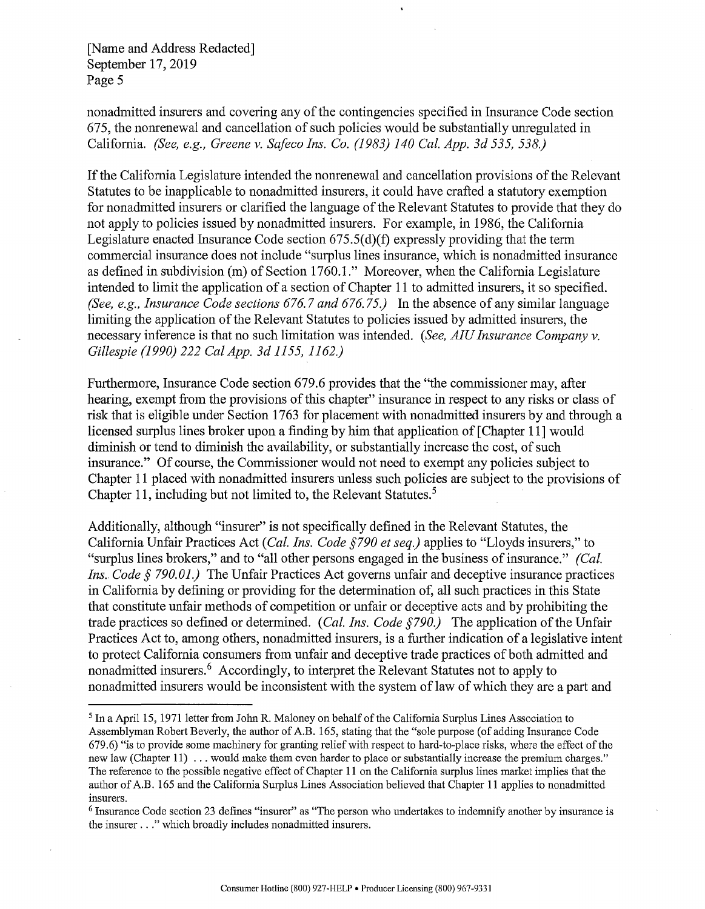nonadmitted insurers and covering any of the contingencies specified in Insurance Code section 675, the nonrenewal and cancellation of such policies would be substantially unregulated in California. *(See, e.g., Greene v. Safeco Ins. Co. (1983) 140 Cal. App. 3d 535, 538.)*

If the California Legislature intended the nonrenewal and cancellation provisions of the Relevant Statutes to be inapplicable to nonadmitted insurers, it could have crafted a statutory exemption for nonadmitted insurers or clarified the language of the Relevant Statutes to provide that they do not apply to policies issued by nonadmitted insurers. For example, in 1986, the California Legislature enacted Insurance Code section 675.5(d)(f) expressly providing that the term commercial insurance does not include "surplus lines insurance, which is nonadmitted insurance as defined in subdivision (m) of Section 1760.1." Moreover, when the California Legislature intended to limit the application of a section of Chapter 11 to admitted insurers, it so specified. *(See, e.g., Insurance Code sections 676.7 and 676.75.)* In the absence of any similar language limiting the application of the Relevant Statutes to policies issued by admitted insurers, the necessary inference is that no such limitation was intended. *(See, AIU Insurance Company v. Gillespie (1990) 222 Cal App. 3d 1155, 1162.)*

Furthermore, Insurance Code section 679.6 provides that the "the commissioner may, after hearing, exempt from the provisions of this chapter" insurance in respect to any risks or class of risk that is eligible under Section 1763 for placement with nonadmitted insurers by and through a licensed surplus lines broker upon a finding by him that application of [Chapter 11] would diminish or tend to diminish the availability, or substantially increase the cost, of such insurance." Of course, the Commissioner would not need to exempt any policies subject to Chapter 11 placed with nonadmitted insurers unless such policies are subject to the provisions of Chapter 11, including but not limited to, the Relevant Statutes.[5]

Additionally, although "insurer" is not specifically defined in the Relevant Statutes, the California Unfair Practices Act *(Cal. Ins. Code §790 et seq.)* applies to "Lloyds insurers," to "surplus lines brokers," and to "all other persons engaged in the business of insurance." *(Cal. Ins. Code § 790.01.)* The Unfair Practices Act governs unfair and deceptive insurance practices in California by defining or providing for the determination of, all such practices in this State that constitute unfair methods of competition or unfair or deceptive acts and by prohibiting the trade practices so defined or determined. *(Cal. Ins. Code §790.)* The application of the Unfair Practices Act to, among others, nonadmitted insurers, is a further indication of a legislative intent to protect California consumers from unfair and deceptive trade practices of both admitted and nonadmitted insurers.[6] Accordingly, to interpret the Relevant Statutes not to apply to nonadmitted insurers would be inconsistent with the system of law of which they are a part and

---

[5] In a April 15, 1971 letter from John R. Maloney on behalf of the California Surplus Lines Association to Assemblyman Robert Beverly, the author of A.B. 165, stating that the "sole purpose (of adding Insurance Code 679.6) "is to provide some machinery for granting relief with respect to hard-to-place risks, where the effect of the new law (Chapter 11) . . . would make them even harder to place or substantially increase the premium charges." The reference to the possible negative effect of Chapter 11 on the California surplus lines market implies that the author of A.B. 165 and the California Surplus Lines Association believed that Chapter 11 applies to nonadmitted insurers.

[6] Insurance Code section 23 defines "insurer" as "The person who undertakes to indemnify another by insurance is the insurer . . ." which broadly includes nonadmitted insurers.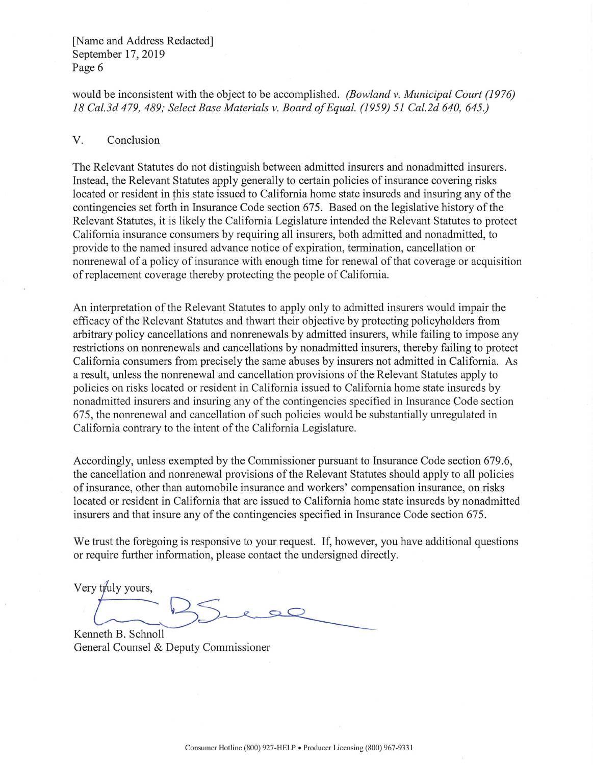would be inconsistent with the object to be accomplished. *(Bowland v. Municipal Court (1976) 18 Cal.3d 479, 489; Select Base Materials v. Board of Equal. (1959) 51 Cal.2d 640, 645.)*

## V. Conclusion

The Relevant Statutes do not distinguish between admitted insurers and nonadmitted insurers. Instead, the Relevant Statutes apply generally to certain policies of insurance covering risks located or resident in this state issued to California home state insureds and insuring any of the contingencies set forth in Insurance Code section 675. Based on the legislative history of the Relevant Statutes, it is likely the California Legislature intended the Relevant Statutes to protect California insurance consumers by requiring all insurers, both admitted and nonadmitted, to provide to the named insured advance notice of expiration, termination, cancellation or nonrenewal of a policy of insurance with enough time for renewal of that coverage or acquisition of replacement coverage thereby protecting the people of California.

An interpretation of the Relevant Statutes to apply only to admitted insurers would impair the efficacy of the Relevant Statutes and thwart their objective by protecting policyholders from arbitrary policy cancellations and nonrenewals by admitted insurers, while failing to impose any restrictions on nonrenewals and cancellations by nonadmitted insurers, thereby failing to protect California consumers from precisely the same abuses by insurers not admitted in California. As a result, unless the nonrenewal and cancellation provisions of the Relevant Statutes apply to policies on risks located or resident in California issued to California home state insureds by nonadmitted insurers and insuring any of the contingencies specified in Insurance Code section 675, the nonrenewal and cancellation of such policies would be substantially unregulated in California contrary to the intent of the California Legislature.

Accordingly, unless exempted by the Commissioner pursuant to Insurance Code section 679.6, the cancellation and nonrenewal provisions of the Relevant Statutes should apply to all policies of insurance, other than automobile insurance and workers' compensation insurance, on risks located or resident in California that are issued to California home state insureds by nonadmitted insurers and that insure any of the contingencies specified in Insurance Code section 675.

We trust the foregoing is responsive to your request. If, however, you have additional questions or require further information, please contact the undersigned directly.

Very truly yours,

Kenneth B. Schnoll
General Counsel & Deputy Commissioner

Consumer Hotline (800) 927-HELP • Producer Licensing (800) 967-9331